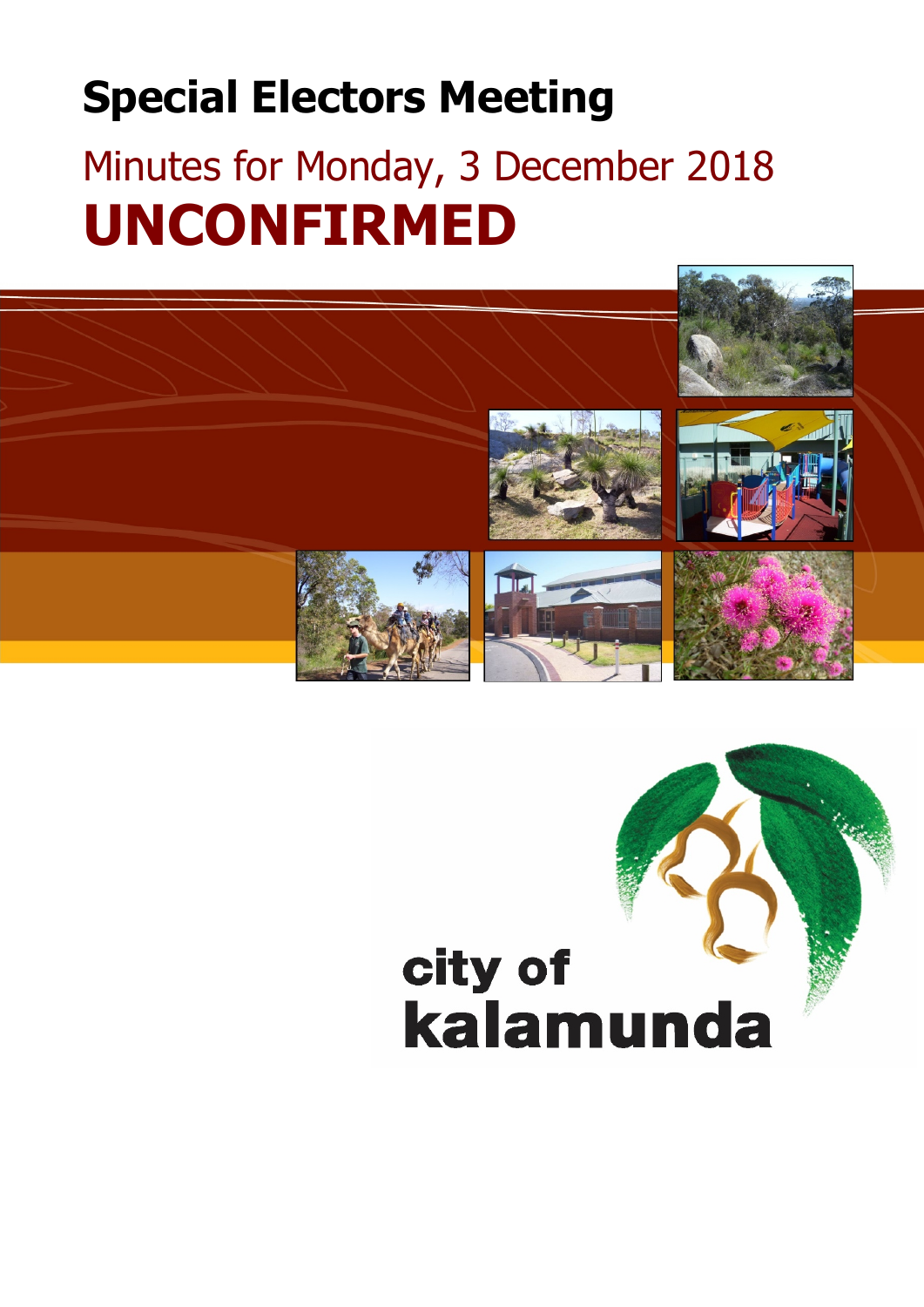# Special Electors Meeting

## Minutes for Monday, 3 December 2018

# UNCONFIRMED

city of
kalamunda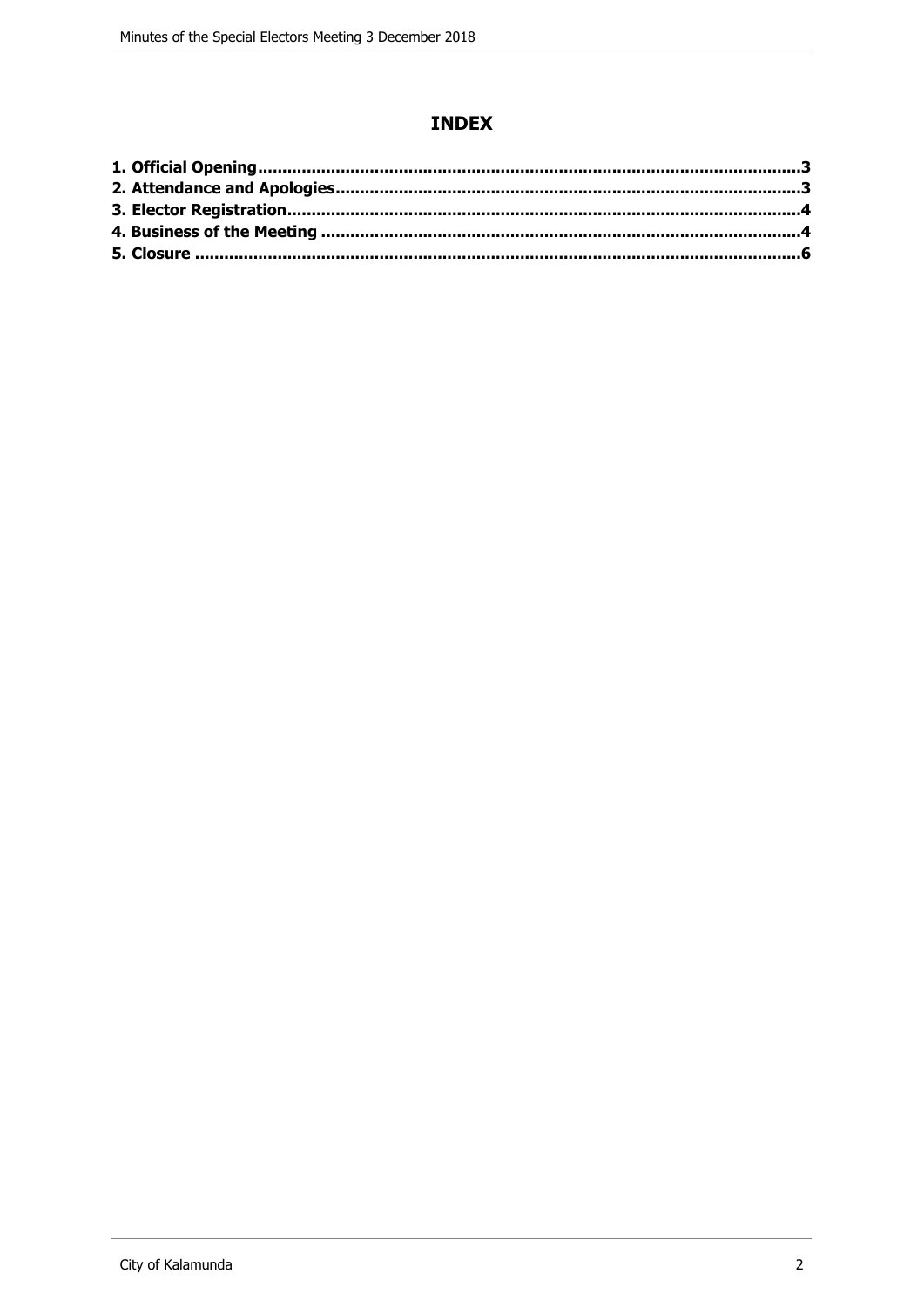# INDEX

**1. Official Opening..........................................................................................................3**
**2. Attendance and Apologies...........................................................................................3**
**3. Elector Registration.....................................................................................................4**
**4. Business of the Meeting ..............................................................................................4**
**5. Closure .......................................................................................................................6**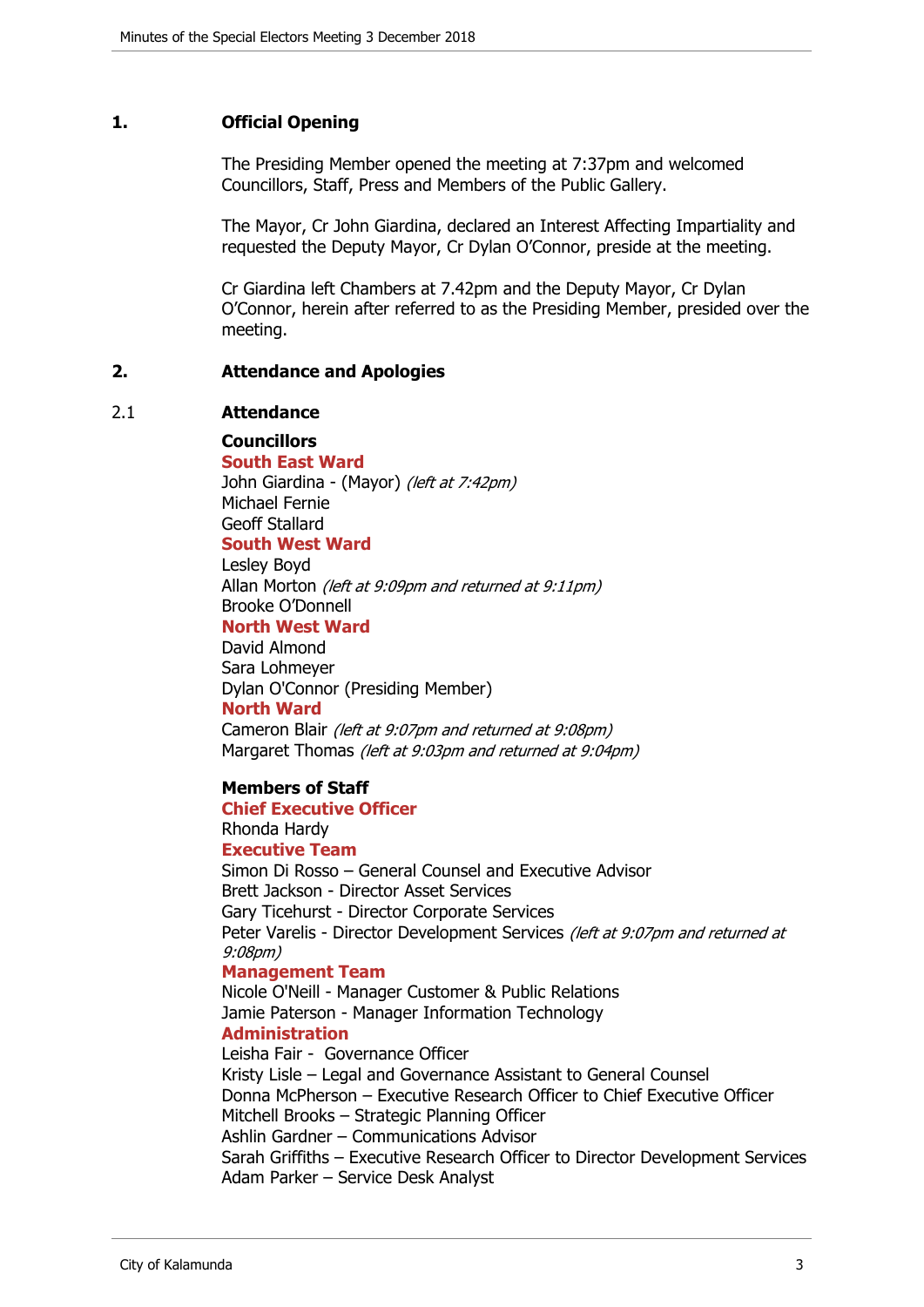## 1. Official Opening

The Presiding Member opened the meeting at 7:37pm and welcomed Councillors, Staff, Press and Members of the Public Gallery.

The Mayor, Cr John Giardina, declared an Interest Affecting Impartiality and requested the Deputy Mayor, Cr Dylan O'Connor, preside at the meeting.

Cr Giardina left Chambers at 7.42pm and the Deputy Mayor, Cr Dylan O'Connor, herein after referred to as the Presiding Member, presided over the meeting.

## 2. Attendance and Apologies

### 2.1 Attendance

**Councillors**

**South East Ward**
John Giardina - (Mayor) *(left at 7:42pm)*
Michael Fernie
Geoff Stallard

**South West Ward**
Lesley Boyd
Allan Morton *(left at 9:09pm and returned at 9:11pm)*
Brooke O'Donnell

**North West Ward**
David Almond
Sara Lohmeyer
Dylan O'Connor (Presiding Member)

**North Ward**
Cameron Blair *(left at 9:07pm and returned at 9:08pm)*
Margaret Thomas *(left at 9:03pm and returned at 9:04pm)*

**Members of Staff**

**Chief Executive Officer**
Rhonda Hardy

**Executive Team**
Simon Di Rosso – General Counsel and Executive Advisor
Brett Jackson - Director Asset Services
Gary Ticehurst - Director Corporate Services
Peter Varelis - Director Development Services *(left at 9:07pm and returned at 9:08pm)*

**Management Team**
Nicole O'Neill - Manager Customer & Public Relations
Jamie Paterson - Manager Information Technology

**Administration**
Leisha Fair - Governance Officer
Kristy Lisle – Legal and Governance Assistant to General Counsel
Donna McPherson – Executive Research Officer to Chief Executive Officer
Mitchell Brooks – Strategic Planning Officer
Ashlin Gardner – Communications Advisor
Sarah Griffiths – Executive Research Officer to Director Development Services
Adam Parker – Service Desk Analyst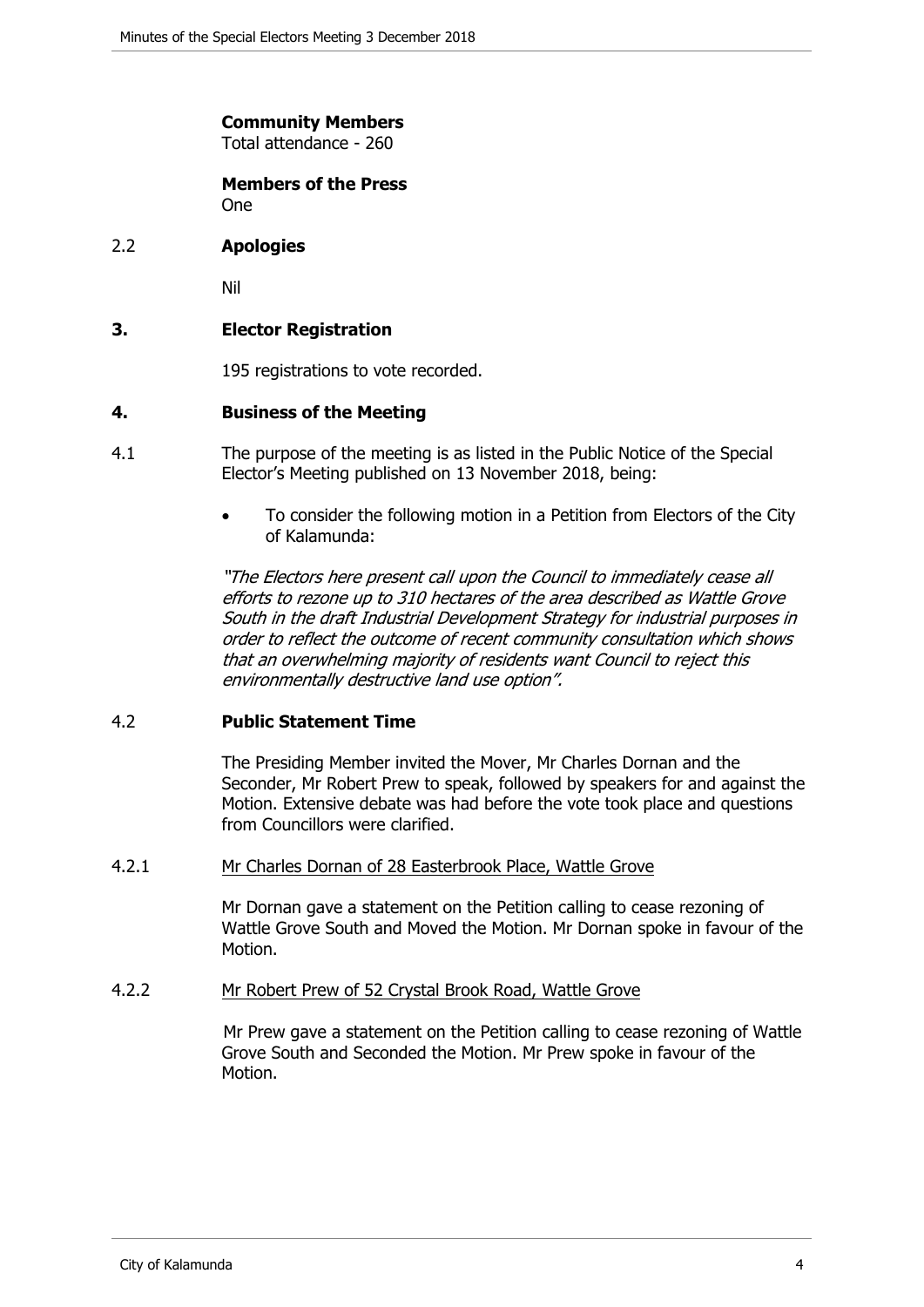**Community Members**
Total attendance - 260

**Members of the Press**
One

## 2.2 Apologies

Nil

## 3. Elector Registration

195 registrations to vote recorded.

## 4. Business of the Meeting

4.1 The purpose of the meeting is as listed in the Public Notice of the Special Elector's Meeting published on 13 November 2018, being:

- To consider the following motion in a Petition from Electors of the City of Kalamunda:

*"The Electors here present call upon the Council to immediately cease all efforts to rezone up to 310 hectares of the area described as Wattle Grove South in the draft Industrial Development Strategy for industrial purposes in order to reflect the outcome of recent community consultation which shows that an overwhelming majority of residents want Council to reject this environmentally destructive land use option".*

## 4.2 Public Statement Time

The Presiding Member invited the Mover, Mr Charles Dornan and the Seconder, Mr Robert Prew to speak, followed by speakers for and against the Motion. Extensive debate was had before the vote took place and questions from Councillors were clarified.

4.2.1 <u>Mr Charles Dornan of 28 Easterbrook Place, Wattle Grove</u>

Mr Dornan gave a statement on the Petition calling to cease rezoning of Wattle Grove South and Moved the Motion. Mr Dornan spoke in favour of the Motion.

4.2.2 <u>Mr Robert Prew of 52 Crystal Brook Road, Wattle Grove</u>

Mr Prew gave a statement on the Petition calling to cease rezoning of Wattle Grove South and Seconded the Motion. Mr Prew spoke in favour of the Motion.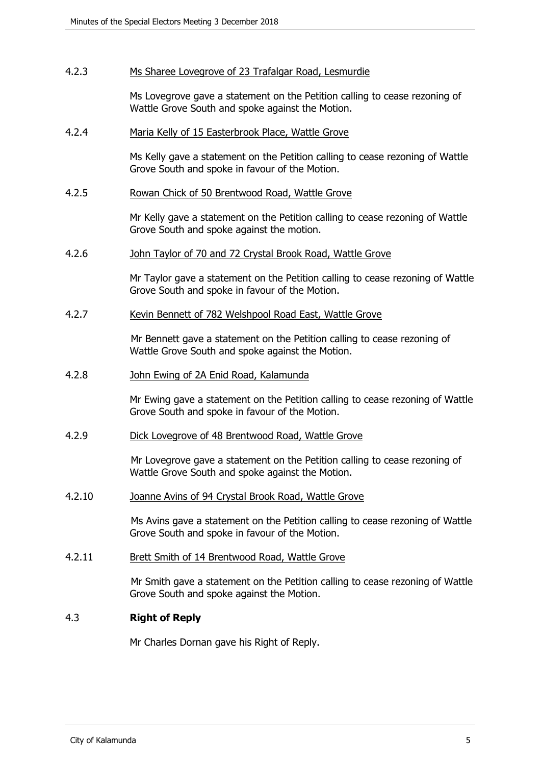4.2.3 Ms Sharee Lovegrove of 23 Trafalgar Road, Lesmurdie

Ms Lovegrove gave a statement on the Petition calling to cease rezoning of Wattle Grove South and spoke against the Motion.

4.2.4 Maria Kelly of 15 Easterbrook Place, Wattle Grove

Ms Kelly gave a statement on the Petition calling to cease rezoning of Wattle Grove South and spoke in favour of the Motion.

4.2.5 Rowan Chick of 50 Brentwood Road, Wattle Grove

Mr Kelly gave a statement on the Petition calling to cease rezoning of Wattle Grove South and spoke against the motion.

4.2.6 John Taylor of 70 and 72 Crystal Brook Road, Wattle Grove

Mr Taylor gave a statement on the Petition calling to cease rezoning of Wattle Grove South and spoke in favour of the Motion.

4.2.7 Kevin Bennett of 782 Welshpool Road East, Wattle Grove

Mr Bennett gave a statement on the Petition calling to cease rezoning of Wattle Grove South and spoke against the Motion.

4.2.8 John Ewing of 2A Enid Road, Kalamunda

Mr Ewing gave a statement on the Petition calling to cease rezoning of Wattle Grove South and spoke in favour of the Motion.

4.2.9 Dick Lovegrove of 48 Brentwood Road, Wattle Grove

Mr Lovegrove gave a statement on the Petition calling to cease rezoning of Wattle Grove South and spoke against the Motion.

4.2.10 Joanne Avins of 94 Crystal Brook Road, Wattle Grove

Ms Avins gave a statement on the Petition calling to cease rezoning of Wattle Grove South and spoke in favour of the Motion.

4.2.11 Brett Smith of 14 Brentwood Road, Wattle Grove

Mr Smith gave a statement on the Petition calling to cease rezoning of Wattle Grove South and spoke against the Motion.

## 4.3 Right of Reply

Mr Charles Dornan gave his Right of Reply.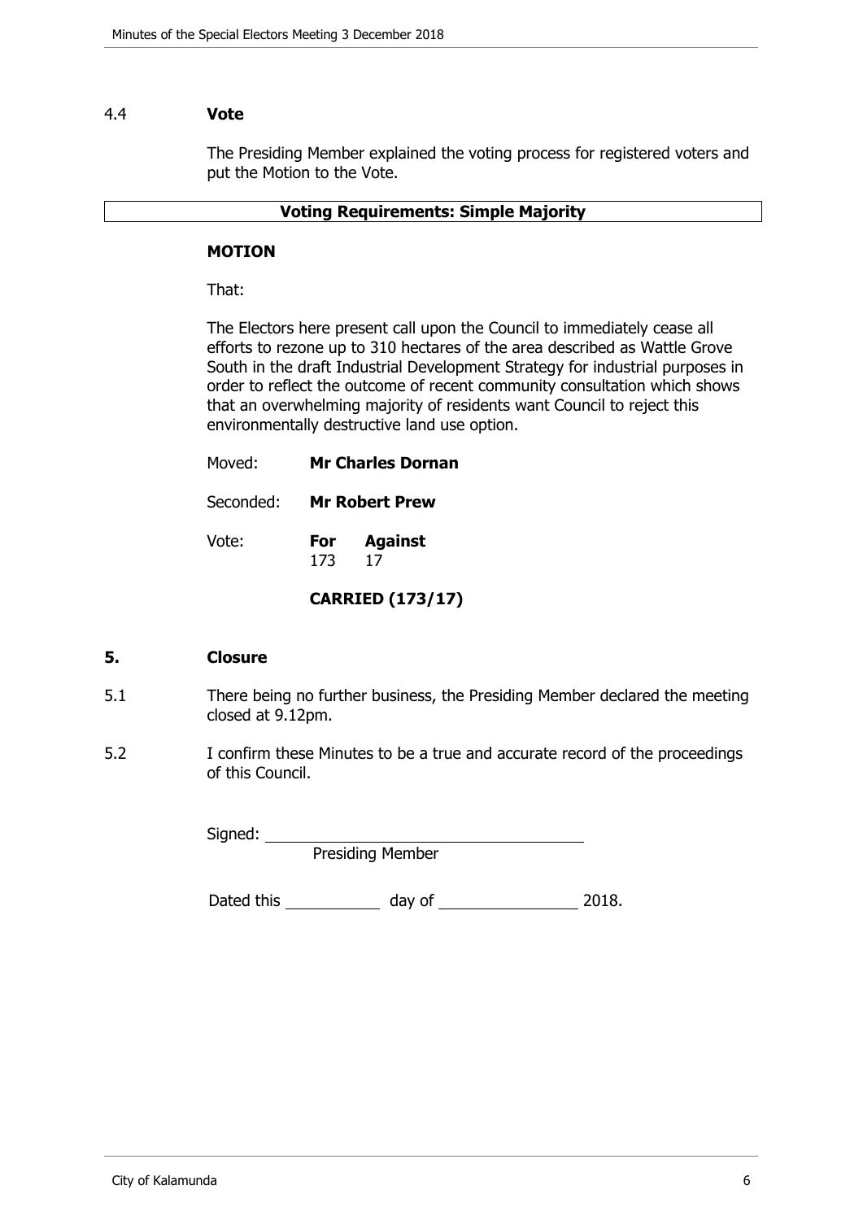#### 4.4 **Vote**

The Presiding Member explained the voting process for registered voters and put the Motion to the Vote.

**Voting Requirements: Simple Majority**

**MOTION**

That:

The Electors here present call upon the Council to immediately cease all efforts to rezone up to 310 hectares of the area described as Wattle Grove South in the draft Industrial Development Strategy for industrial purposes in order to reflect the outcome of recent community consultation which shows that an overwhelming majority of residents want Council to reject this environmentally destructive land use option.

Moved: **Mr Charles Dornan**

Seconded: **Mr Robert Prew**

| | | |
|---|---|---|
| Vote: | **For** | **Against** |
| | 173 | 17 |

**CARRIED (173/17)**

## 5. Closure

5.1 There being no further business, the Presiding Member declared the meeting closed at 9.12pm.

5.2 I confirm these Minutes to be a true and accurate record of the proceedings of this Council.

Signed: ______________________________
Presiding Member

Dated this __________ day of ______________ 2018.